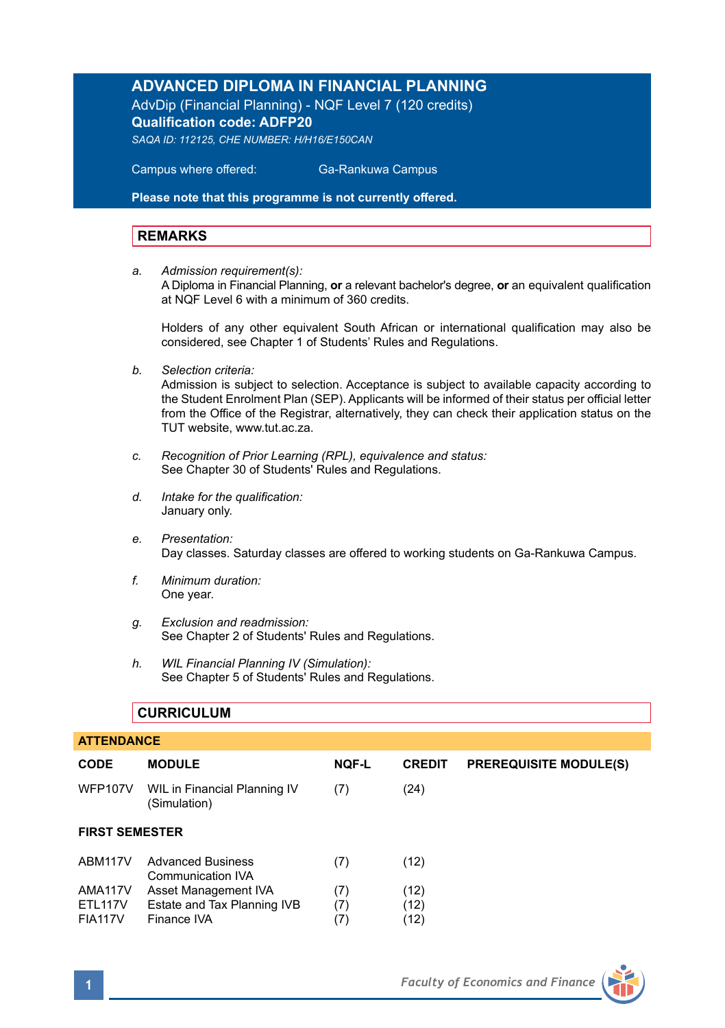# ADVANCED DIPLOMA IN FINANCIAL PLANNING

AdvDip (Financial Planning) - NQF Level 7 (120 credits)

**Qualification code: ADFP20**

*SAQA ID: 112125, CHE NUMBER: H/H16/E150CAN*

Campus where offered: Ga-Rankuwa Campus

**Please note that this programme is not currently offered.**

## REMARKS

a. *Admission requirement(s):*
A Diploma in Financial Planning, **or** a relevant bachelor's degree, **or** an equivalent qualification at NQF Level 6 with a minimum of 360 credits.

Holders of any other equivalent South African or international qualification may also be considered, see Chapter 1 of Students' Rules and Regulations.

b. *Selection criteria:*
Admission is subject to selection. Acceptance is subject to available capacity according to the Student Enrolment Plan (SEP). Applicants will be informed of their status per official letter from the Office of the Registrar, alternatively, they can check their application status on the TUT website, www.tut.ac.za.

c. *Recognition of Prior Learning (RPL), equivalence and status:*
See Chapter 30 of Students' Rules and Regulations.

d. *Intake for the qualification:*
January only.

e. *Presentation:*
Day classes. Saturday classes are offered to working students on Ga-Rankuwa Campus.

f. *Minimum duration:*
One year.

g. *Exclusion and readmission:*
See Chapter 2 of Students' Rules and Regulations.

h. *WIL Financial Planning IV (Simulation):*
See Chapter 5 of Students' Rules and Regulations.

## CURRICULUM

**ATTENDANCE**

| CODE | MODULE | NQF-L | CREDIT | PREREQUISITE MODULE(S) |
|---|---|---|---|---|
| WFP107V | WIL in Financial Planning IV (Simulation) | (7) | (24) | |
| **FIRST SEMESTER** | | | | |
| ABM117V | Advanced Business Communication IVA | (7) | (12) | |
| AMA117V | Asset Management IVA | (7) | (12) | |
| ETL117V | Estate and Tax Planning IVB | (7) | (12) | |
| FIA117V | Finance IVA | (7) | (12) | |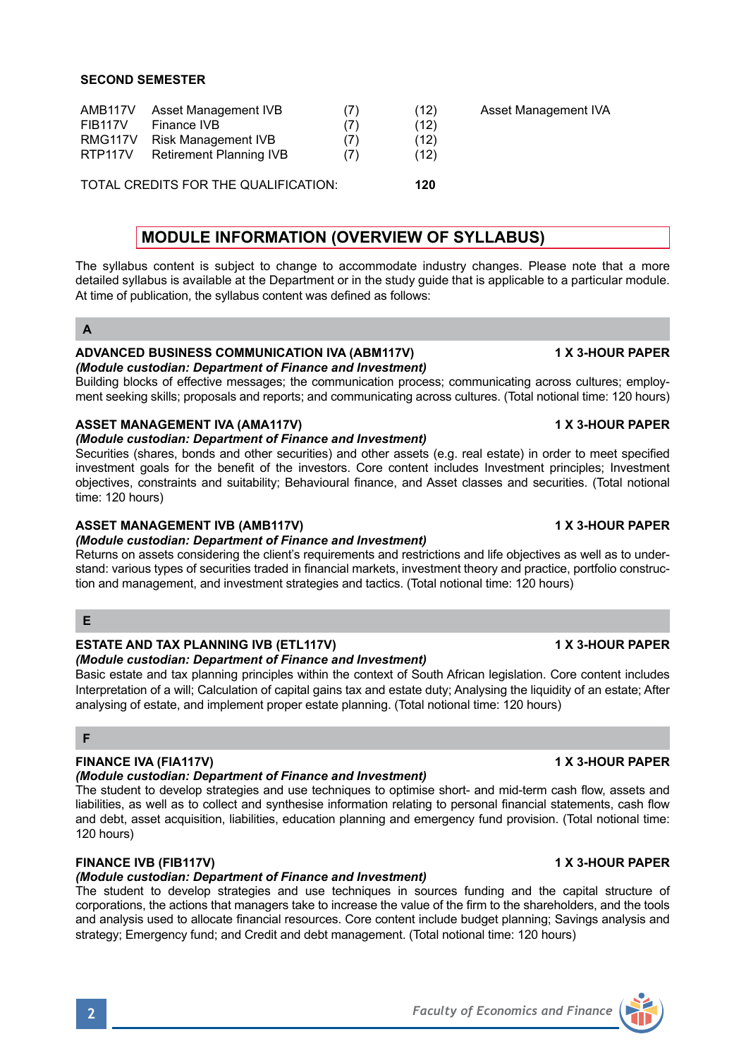**SECOND SEMESTER**

| | | | | |
|---|---|---|---|---|
| AMB117V | Asset Management IVB | (7) | (12) | Asset Management IVA |
| FIB117V | Finance IVB | (7) | (12) | |
| RMG117V | Risk Management IVB | (7) | (12) | |
| RTP117V | Retirement Planning IVB | (7) | (12) | |

TOTAL CREDITS FOR THE QUALIFICATION: **120**

## MODULE INFORMATION (OVERVIEW OF SYLLABUS)

The syllabus content is subject to change to accommodate industry changes. Please note that a more detailed syllabus is available at the Department or in the study guide that is applicable to a particular module. At time of publication, the syllabus content was defined as follows:

### A

**ADVANCED BUSINESS COMMUNICATION IVA (ABM117V) — 1 X 3-HOUR PAPER**
*(Module custodian: Department of Finance and Investment)*
Building blocks of effective messages; the communication process; communicating across cultures; employment seeking skills; proposals and reports; and communicating across cultures. (Total notional time: 120 hours)

**ASSET MANAGEMENT IVA (AMA117V) — 1 X 3-HOUR PAPER**
*(Module custodian: Department of Finance and Investment)*
Securities (shares, bonds and other securities) and other assets (e.g. real estate) in order to meet specified investment goals for the benefit of the investors. Core content includes Investment principles; Investment objectives, constraints and suitability; Behavioural finance, and Asset classes and securities. (Total notional time: 120 hours)

**ASSET MANAGEMENT IVB (AMB117V) — 1 X 3-HOUR PAPER**
*(Module custodian: Department of Finance and Investment)*
Returns on assets considering the client's requirements and restrictions and life objectives as well as to understand: various types of securities traded in financial markets, investment theory and practice, portfolio construction and management, and investment strategies and tactics. (Total notional time: 120 hours)

### E

**ESTATE AND TAX PLANNING IVB (ETL117V) — 1 X 3-HOUR PAPER**
*(Module custodian: Department of Finance and Investment)*
Basic estate and tax planning principles within the context of South African legislation. Core content includes Interpretation of a will; Calculation of capital gains tax and estate duty; Analysing the liquidity of an estate; After analysing of estate, and implement proper estate planning. (Total notional time: 120 hours)

### F

**FINANCE IVA (FIA117V) — 1 X 3-HOUR PAPER**
*(Module custodian: Department of Finance and Investment)*
The student to develop strategies and use techniques to optimise short- and mid-term cash flow, assets and liabilities, as well as to collect and synthesise information relating to personal financial statements, cash flow and debt, asset acquisition, liabilities, education planning and emergency fund provision. (Total notional time: 120 hours)

**FINANCE IVB (FIB117V) — 1 X 3-HOUR PAPER**
*(Module custodian: Department of Finance and Investment)*
The student to develop strategies and use techniques in sources funding and the capital structure of corporations, the actions that managers take to increase the value of the firm to the shareholders, and the tools and analysis used to allocate financial resources. Core content include budget planning; Savings analysis and strategy; Emergency fund; and Credit and debt management. (Total notional time: 120 hours)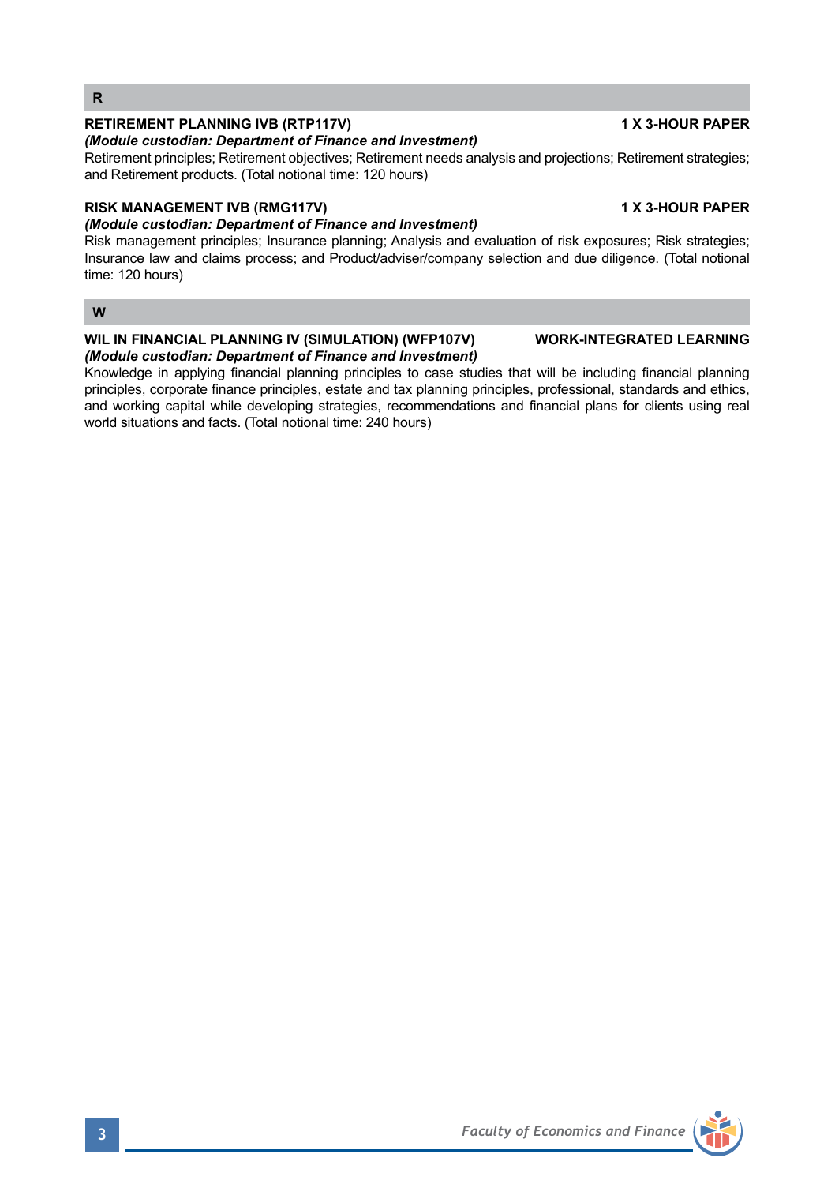## R

**RETIREMENT PLANNING IVB (RTP117V)** **1 X 3-HOUR PAPER**

***(Module custodian: Department of Finance and Investment)***

Retirement principles; Retirement objectives; Retirement needs analysis and projections; Retirement strategies; and Retirement products. (Total notional time: 120 hours)

**RISK MANAGEMENT IVB (RMG117V)** **1 X 3-HOUR PAPER**

***(Module custodian: Department of Finance and Investment)***

Risk management principles; Insurance planning; Analysis and evaluation of risk exposures; Risk strategies; Insurance law and claims process; and Product/adviser/company selection and due diligence. (Total notional time: 120 hours)

## W

**WIL IN FINANCIAL PLANNING IV (SIMULATION) (WFP107V)** **WORK-INTEGRATED LEARNING**

***(Module custodian: Department of Finance and Investment)***

Knowledge in applying financial planning principles to case studies that will be including financial planning principles, corporate finance principles, estate and tax planning principles, professional, standards and ethics, and working capital while developing strategies, recommendations and financial plans for clients using real world situations and facts. (Total notional time: 240 hours)